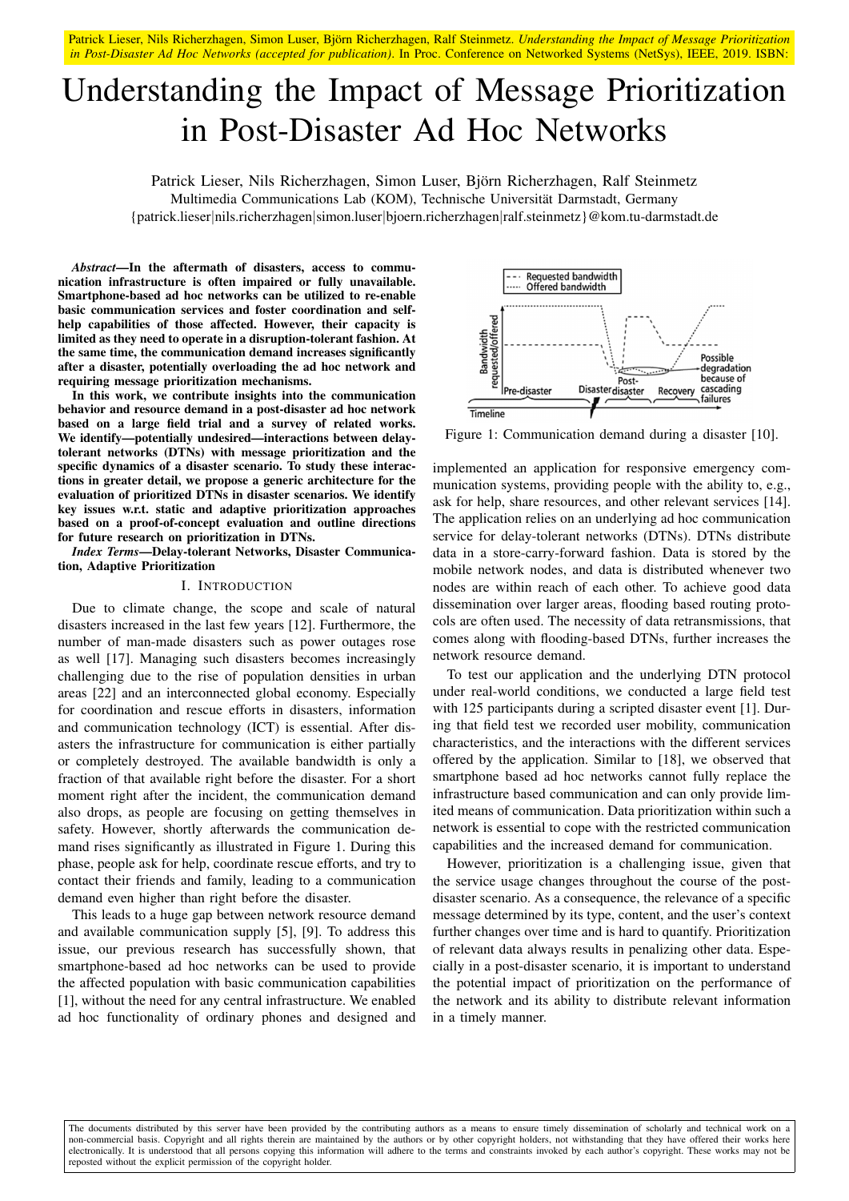Patrick Lieser, Nils Richerzhagen, Simon Luser, Björn Richerzhagen, Ralf Steinmetz. *Understanding the Impact of Message Prioritization in Post-Disaster Ad Hoc Networks (accepted for publication)*. In Proc. Conference on Networked Systems (NetSys), IEEE, 2019. ISBN:

# Understanding the Impact of Message Prioritization in Post-Disaster Ad Hoc Networks

Patrick Lieser, Nils Richerzhagen, Simon Luser, Björn Richerzhagen, Ralf Steinmetz
Multimedia Communications Lab (KOM), Technische Universität Darmstadt, Germany
{patrick.lieser|nils.richerzhagen|simon.luser|bjoern.richerzhagen|ralf.steinmetz}@kom.tu-darmstadt.de

***Abstract*—In the aftermath of disasters, access to communication infrastructure is often impaired or fully unavailable. Smartphone-based ad hoc networks can be utilized to re-enable basic communication services and foster coordination and self-help capabilities of those affected. However, their capacity is limited as they need to operate in a disruption-tolerant fashion. At the same time, the communication demand increases significantly after a disaster, potentially overloading the ad hoc network and requiring message prioritization mechanisms.**

**In this work, we contribute insights into the communication behavior and resource demand in a post-disaster ad hoc network based on a large field trial and a survey of related works. We identify—potentially undesired—interactions between delay-tolerant networks (DTNs) with message prioritization and the specific dynamics of a disaster scenario. To study these interactions in greater detail, we propose a generic architecture for the evaluation of prioritized DTNs in disaster scenarios. We identify key issues w.r.t. static and adaptive prioritization approaches based on a proof-of-concept evaluation and outline directions for future research on prioritization in DTNs.**

***Index Terms*—Delay-tolerant Networks, Disaster Communication, Adaptive Prioritization**

## I. Introduction

Due to climate change, the scope and scale of natural disasters increased in the last few years [12]. Furthermore, the number of man-made disasters such as power outages rose as well [17]. Managing such disasters becomes increasingly challenging due to the rise of population densities in urban areas [22] and an interconnected global economy. Especially for coordination and rescue efforts in disasters, information and communication technology (ICT) is essential. After disasters the infrastructure for communication is either partially or completely destroyed. The available bandwidth is only a fraction of that available right before the disaster. For a short moment right after the incident, the communication demand also drops, as people are focusing on getting themselves in safety. However, shortly afterwards the communication demand rises significantly as illustrated in Figure 1. During this phase, people ask for help, coordinate rescue efforts, and try to contact their friends and family, leading to a communication demand even higher than right before the disaster.

This leads to a huge gap between network resource demand and available communication supply [5], [9]. To address this issue, our previous research has successfully shown, that smartphone-based ad hoc networks can be used to provide the affected population with basic communication capabilities [1], without the need for any central infrastructure. We enabled ad hoc functionality of ordinary phones and designed and implemented an application for responsive emergency communication systems, providing people with the ability to, e.g., ask for help, share resources, and other relevant services [14]. The application relies on an underlying ad hoc communication service for delay-tolerant networks (DTNs). DTNs distribute data in a store-carry-forward fashion. Data is stored by the mobile network nodes, and data is distributed whenever two nodes are within reach of each other. To achieve good data dissemination over larger areas, flooding based routing protocols are often used. The necessity of data retransmissions, that comes along with flooding-based DTNs, further increases the network resource demand.

Figure 1: Communication demand during a disaster [10].

To test our application and the underlying DTN protocol under real-world conditions, we conducted a large field test with 125 participants during a scripted disaster event [1]. During that field test we recorded user mobility, communication characteristics, and the interactions with the different services offered by the application. Similar to [18], we observed that smartphone based ad hoc networks cannot fully replace the infrastructure based communication and can only provide limited means of communication. Data prioritization within such a network is essential to cope with the restricted communication capabilities and the increased demand for communication.

However, prioritization is a challenging issue, given that the service usage changes throughout the course of the post-disaster scenario. As a consequence, the relevance of a specific message determined by its type, content, and the user's context further changes over time and is hard to quantify. Prioritization of relevant data always results in penalizing other data. Especially in a post-disaster scenario, it is important to understand the potential impact of prioritization on the performance of the network and its ability to distribute relevant information in a timely manner.

The documents distributed by this server have been provided by the contributing authors as a means to ensure timely dissemination of scholarly and technical work on a non-commercial basis. Copyright and all rights therein are maintained by the authors or by other copyright holders, not withstanding that they have offered their works here electronically. It is understood that all persons copying this information will adhere to the terms and constraints invoked by each author's copyright. These works may not be reposted without the explicit permission of the copyright holder.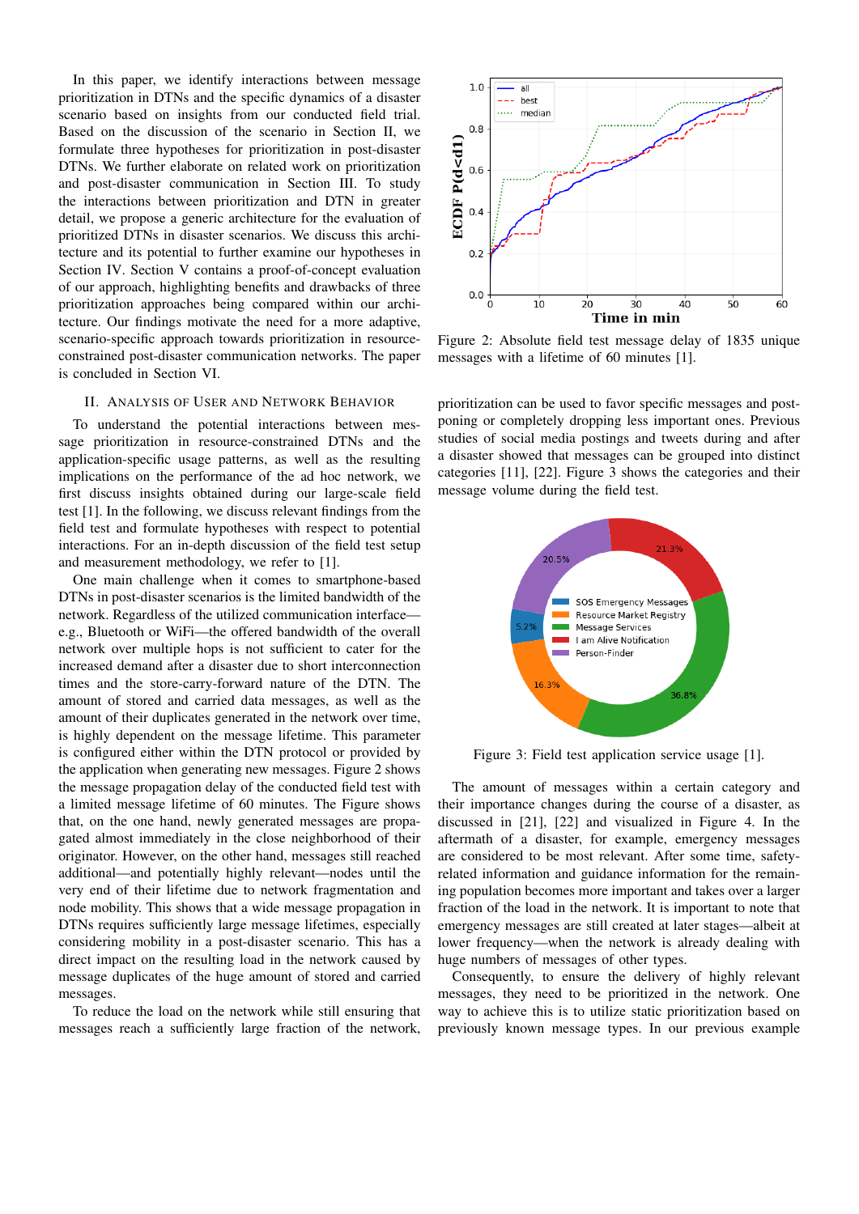In this paper, we identify interactions between message prioritization in DTNs and the specific dynamics of a disaster scenario based on insights from our conducted field trial. Based on the discussion of the scenario in Section II, we formulate three hypotheses for prioritization in post-disaster DTNs. We further elaborate on related work on prioritization and post-disaster communication in Section III. To study the interactions between prioritization and DTN in greater detail, we propose a generic architecture for the evaluation of prioritized DTNs in disaster scenarios. We discuss this architecture and its potential to further examine our hypotheses in Section IV. Section V contains a proof-of-concept evaluation of our approach, highlighting benefits and drawbacks of three prioritization approaches being compared within our architecture. Our findings motivate the need for a more adaptive, scenario-specific approach towards prioritization in resource-constrained post-disaster communication networks. The paper is concluded in Section VI.

## II. Analysis of User and Network Behavior

To understand the potential interactions between message prioritization in resource-constrained DTNs and the application-specific usage patterns, as well as the resulting implications on the performance of the ad hoc network, we first discuss insights obtained during our large-scale field test [1]. In the following, we discuss relevant findings from the field test and formulate hypotheses with respect to potential interactions. For an in-depth discussion of the field test setup and measurement methodology, we refer to [1].

One main challenge when it comes to smartphone-based DTNs in post-disaster scenarios is the limited bandwidth of the network. Regardless of the utilized communication interface—e.g., Bluetooth or WiFi—the offered bandwidth of the overall network over multiple hops is not sufficient to cater for the increased demand after a disaster due to short interconnection times and the store-carry-forward nature of the DTN. The amount of stored and carried data messages, as well as the amount of their duplicates generated in the network over time, is highly dependent on the message lifetime. This parameter is configured either within the DTN protocol or provided by the application when generating new messages. Figure 2 shows the message propagation delay of the conducted field test with a limited message lifetime of 60 minutes. The Figure shows that, on the one hand, newly generated messages are propagated almost immediately in the close neighborhood of their originator. However, on the other hand, messages still reached additional—and potentially highly relevant—nodes until the very end of their lifetime due to network fragmentation and node mobility. This shows that a wide message propagation in DTNs requires sufficiently large message lifetimes, especially considering mobility in a post-disaster scenario. This has a direct impact on the resulting load in the network caused by message duplicates of the huge amount of stored and carried messages.

To reduce the load on the network while still ensuring that messages reach a sufficiently large fraction of the network, prioritization can be used to favor specific messages and postponing or completely dropping less important ones. Previous studies of social media postings and tweets during and after a disaster showed that messages can be grouped into distinct categories [11], [22]. Figure 3 shows the categories and their message volume during the field test.

Figure 2: Absolute field test message delay of 1835 unique messages with a lifetime of 60 minutes [1].

Figure 3: Field test application service usage [1].

The amount of messages within a certain category and their importance changes during the course of a disaster, as discussed in [21], [22] and visualized in Figure 4. In the aftermath of a disaster, for example, emergency messages are considered to be most relevant. After some time, safety-related information and guidance information for the remaining population becomes more important and takes over a larger fraction of the load in the network. It is important to note that emergency messages are still created at later stages—albeit at lower frequency—when the network is already dealing with huge numbers of messages of other types.

Consequently, to ensure the delivery of highly relevant messages, they need to be prioritized in the network. One way to achieve this is to utilize static prioritization based on previously known message types. In our previous example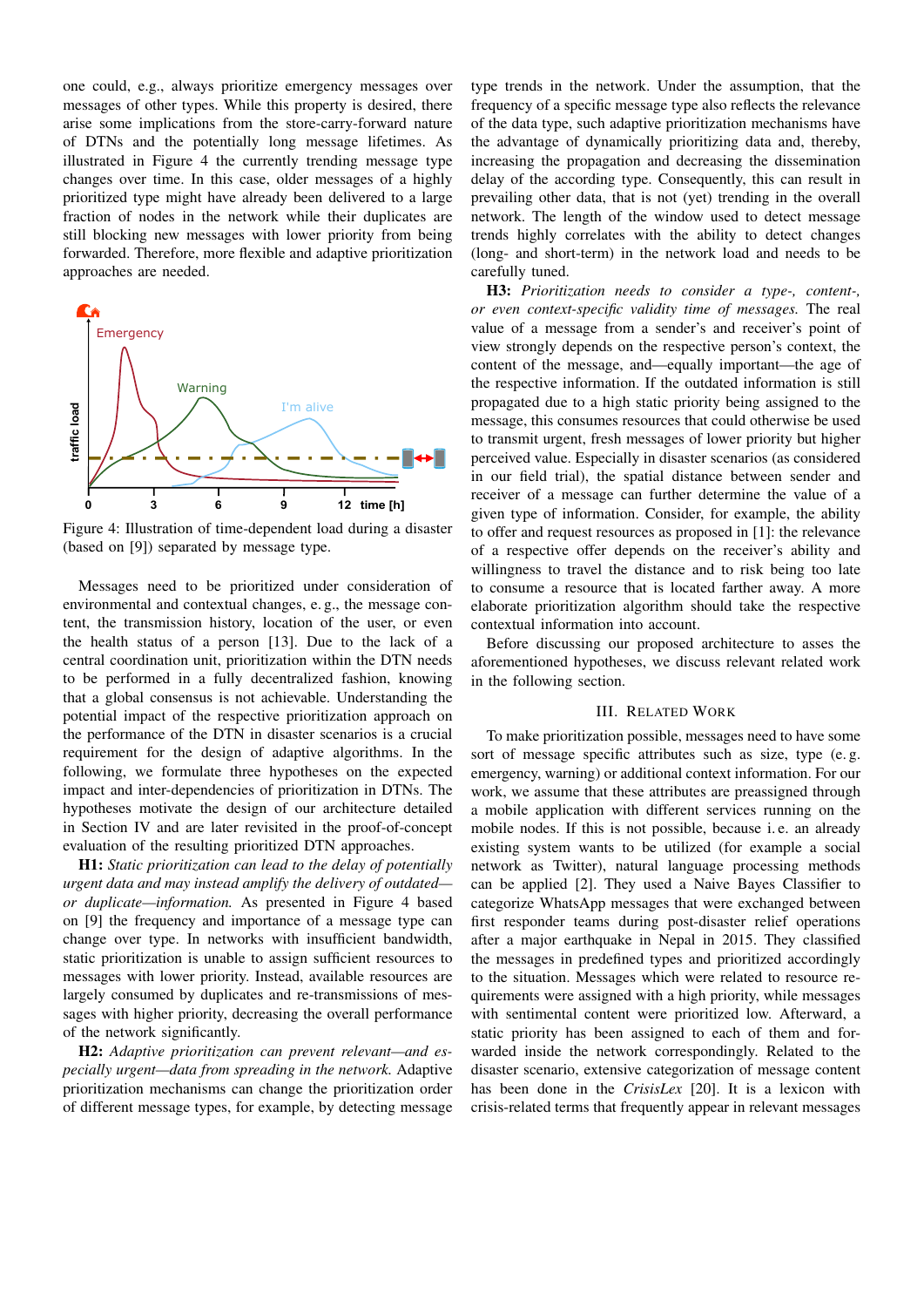one could, e.g., always prioritize emergency messages over messages of other types. While this property is desired, there arise some implications from the store-carry-forward nature of DTNs and the potentially long message lifetimes. As illustrated in Figure 4 the currently trending message type changes over time. In this case, older messages of a highly prioritized type might have already been delivered to a large fraction of nodes in the network while their duplicates are still blocking new messages with lower priority from being forwarded. Therefore, more flexible and adaptive prioritization approaches are needed.

Figure 4: Illustration of time-dependent load during a disaster (based on [9]) separated by message type.

Messages need to be prioritized under consideration of environmental and contextual changes, e. g., the message content, the transmission history, location of the user, or even the health status of a person [13]. Due to the lack of a central coordination unit, prioritization within the DTN needs to be performed in a fully decentralized fashion, knowing that a global consensus is not achievable. Understanding the potential impact of the respective prioritization approach on the performance of the DTN in disaster scenarios is a crucial requirement for the design of adaptive algorithms. In the following, we formulate three hypotheses on the expected impact and inter-dependencies of prioritization in DTNs. The hypotheses motivate the design of our architecture detailed in Section IV and are later revisited in the proof-of-concept evaluation of the resulting prioritized DTN approaches.

**H1:** *Static prioritization can lead to the delay of potentially urgent data and may instead amplify the delivery of outdated—or duplicate—information.* As presented in Figure 4 based on [9] the frequency and importance of a message type can change over type. In networks with insufficient bandwidth, static prioritization is unable to assign sufficient resources to messages with lower priority. Instead, available resources are largely consumed by duplicates and re-transmissions of messages with higher priority, decreasing the overall performance of the network significantly.

**H2:** *Adaptive prioritization can prevent relevant—and especially urgent—data from spreading in the network.* Adaptive prioritization mechanisms can change the prioritization order of different message types, for example, by detecting message type trends in the network. Under the assumption, that the frequency of a specific message type also reflects the relevance of the data type, such adaptive prioritization mechanisms have the advantage of dynamically prioritizing data and, thereby, increasing the propagation and decreasing the dissemination delay of the according type. Consequently, this can result in prevailing other data, that is not (yet) trending in the overall network. The length of the window used to detect message trends highly correlates with the ability to detect changes (long- and short-term) in the network load and needs to be carefully tuned.

**H3:** *Prioritization needs to consider a type-, content-, or even context-specific validity time of messages.* The real value of a message from a sender's and receiver's point of view strongly depends on the respective person's context, the content of the message, and—equally important—the age of the respective information. If the outdated information is still propagated due to a high static priority being assigned to the message, this consumes resources that could otherwise be used to transmit urgent, fresh messages of lower priority but higher perceived value. Especially in disaster scenarios (as considered in our field trial), the spatial distance between sender and receiver of a message can further determine the value of a given type of information. Consider, for example, the ability to offer and request resources as proposed in [1]: the relevance of a respective offer depends on the receiver's ability and willingness to travel the distance and to risk being too late to consume a resource that is located farther away. A more elaborate prioritization algorithm should take the respective contextual information into account.

Before discussing our proposed architecture to asses the aforementioned hypotheses, we discuss relevant related work in the following section.

## III. Related Work

To make prioritization possible, messages need to have some sort of message specific attributes such as size, type (e. g. emergency, warning) or additional context information. For our work, we assume that these attributes are preassigned through a mobile application with different services running on the mobile nodes. If this is not possible, because i. e. an already existing system wants to be utilized (for example a social network as Twitter), natural language processing methods can be applied [2]. They used a Naive Bayes Classifier to categorize WhatsApp messages that were exchanged between first responder teams during post-disaster relief operations after a major earthquake in Nepal in 2015. They classified the messages in predefined types and prioritized accordingly to the situation. Messages which were related to resource requirements were assigned with a high priority, while messages with sentimental content were prioritized low. Afterward, a static priority has been assigned to each of them and forwarded inside the network correspondingly. Related to the disaster scenario, extensive categorization of message content has been done in the *CrisisLex* [20]. It is a lexicon with crisis-related terms that frequently appear in relevant messages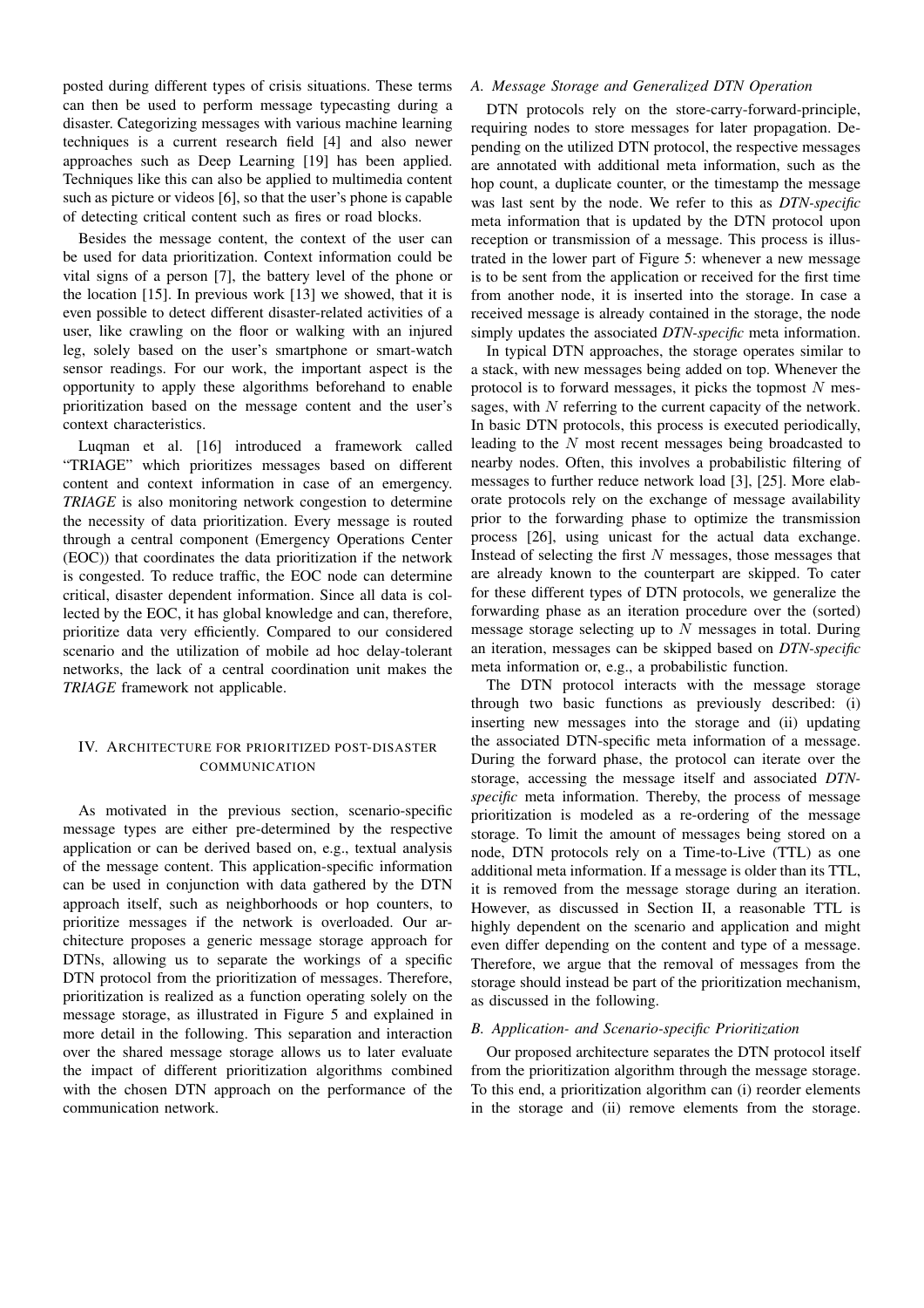posted during different types of crisis situations. These terms can then be used to perform message typecasting during a disaster. Categorizing messages with various machine learning techniques is a current research field [4] and also newer approaches such as Deep Learning [19] has been applied. Techniques like this can also be applied to multimedia content such as picture or videos [6], so that the user's phone is capable of detecting critical content such as fires or road blocks.

Besides the message content, the context of the user can be used for data prioritization. Context information could be vital signs of a person [7], the battery level of the phone or the location [15]. In previous work [13] we showed, that it is even possible to detect different disaster-related activities of a user, like crawling on the floor or walking with an injured leg, solely based on the user's smartphone or smart-watch sensor readings. For our work, the important aspect is the opportunity to apply these algorithms beforehand to enable prioritization based on the message content and the user's context characteristics.

Luqman et al. [16] introduced a framework called "TRIAGE" which prioritizes messages based on different content and context information in case of an emergency. *TRIAGE* is also monitoring network congestion to determine the necessity of data prioritization. Every message is routed through a central component (Emergency Operations Center (EOC)) that coordinates the data prioritization if the network is congested. To reduce traffic, the EOC node can determine critical, disaster dependent information. Since all data is collected by the EOC, it has global knowledge and can, therefore, prioritize data very efficiently. Compared to our considered scenario and the utilization of mobile ad hoc delay-tolerant networks, the lack of a central coordination unit makes the *TRIAGE* framework not applicable.

# IV. Architecture for Prioritized Post-Disaster Communication

As motivated in the previous section, scenario-specific message types are either pre-determined by the respective application or can be derived based on, e.g., textual analysis of the message content. This application-specific information can be used in conjunction with data gathered by the DTN approach itself, such as neighborhoods or hop counters, to prioritize messages if the network is overloaded. Our architecture proposes a generic message storage approach for DTNs, allowing us to separate the workings of a specific DTN protocol from the prioritization of messages. Therefore, prioritization is realized as a function operating solely on the message storage, as illustrated in Figure 5 and explained in more detail in the following. This separation and interaction over the shared message storage allows us to later evaluate the impact of different prioritization algorithms combined with the chosen DTN approach on the performance of the communication network.

## A. Message Storage and Generalized DTN Operation

DTN protocols rely on the store-carry-forward-principle, requiring nodes to store messages for later propagation. Depending on the utilized DTN protocol, the respective messages are annotated with additional meta information, such as the hop count, a duplicate counter, or the timestamp the message was last sent by the node. We refer to this as *DTN-specific* meta information that is updated by the DTN protocol upon reception or transmission of a message. This process is illustrated in the lower part of Figure 5: whenever a new message is to be sent from the application or received for the first time from another node, it is inserted into the storage. In case a received message is already contained in the storage, the node simply updates the associated *DTN-specific* meta information.

In typical DTN approaches, the storage operates similar to a stack, with new messages being added on top. Whenever the protocol is to forward messages, it picks the topmost $N$ messages, with $N$ referring to the current capacity of the network. In basic DTN protocols, this process is executed periodically, leading to the $N$ most recent messages being broadcasted to nearby nodes. Often, this involves a probabilistic filtering of messages to further reduce network load [3], [25]. More elaborate protocols rely on the exchange of message availability prior to the forwarding phase to optimize the transmission process [26], using unicast for the actual data exchange. Instead of selecting the first $N$ messages, those messages that are already known to the counterpart are skipped. To cater for these different types of DTN protocols, we generalize the forwarding phase as an iteration procedure over the (sorted) message storage selecting up to $N$ messages in total. During an iteration, messages can be skipped based on *DTN-specific* meta information or, e.g., a probabilistic function.

The DTN protocol interacts with the message storage through two basic functions as previously described: (i) inserting new messages into the storage and (ii) updating the associated DTN-specific meta information of a message. During the forward phase, the protocol can iterate over the storage, accessing the message itself and associated *DTN-specific* meta information. Thereby, the process of message prioritization is modeled as a re-ordering of the message storage. To limit the amount of messages being stored on a node, DTN protocols rely on a Time-to-Live (TTL) as one additional meta information. If a message is older than its TTL, it is removed from the message storage during an iteration. However, as discussed in Section II, a reasonable TTL is highly dependent on the scenario and application and might even differ depending on the content and type of a message. Therefore, we argue that the removal of messages from the storage should instead be part of the prioritization mechanism, as discussed in the following.

## B. Application- and Scenario-specific Prioritization

Our proposed architecture separates the DTN protocol itself from the prioritization algorithm through the message storage. To this end, a prioritization algorithm can (i) reorder elements in the storage and (ii) remove elements from the storage.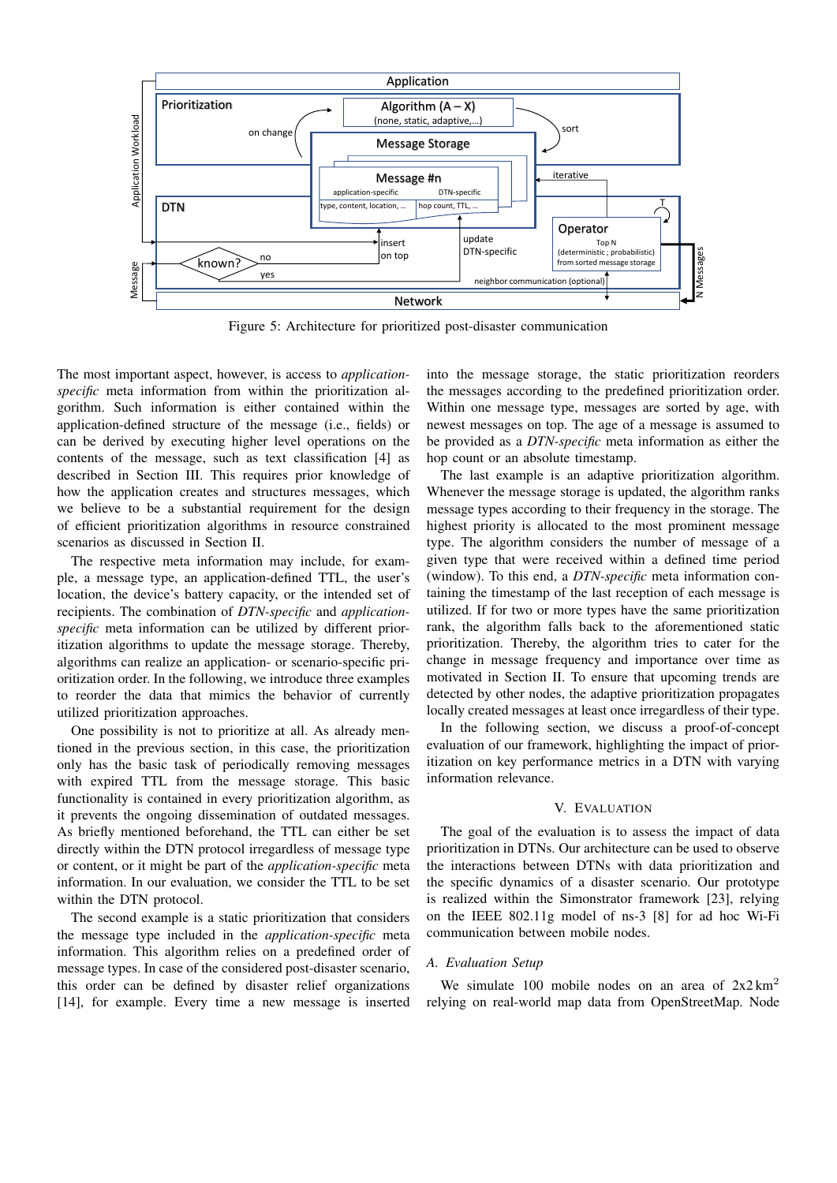Figure 5: Architecture for prioritized post-disaster communication

The most important aspect, however, is access to *application-specific* meta information from within the prioritization algorithm. Such information is either contained within the application-defined structure of the message (i.e., fields) or can be derived by executing higher level operations on the contents of the message, such as text classification [4] as described in Section III. This requires prior knowledge of how the application creates and structures messages, which we believe to be a substantial requirement for the design of efficient prioritization algorithms in resource constrained scenarios as discussed in Section II.

The respective meta information may include, for example, a message type, an application-defined TTL, the user's location, the device's battery capacity, or the intended set of recipients. The combination of *DTN-specific* and *application-specific* meta information can be utilized by different prioritization algorithms to update the message storage. Thereby, algorithms can realize an application- or scenario-specific prioritization order. In the following, we introduce three examples to reorder the data that mimics the behavior of currently utilized prioritization approaches.

One possibility is not to prioritize at all. As already mentioned in the previous section, in this case, the prioritization only has the basic task of periodically removing messages with expired TTL from the message storage. This basic functionality is contained in every prioritization algorithm, as it prevents the ongoing dissemination of outdated messages. As briefly mentioned beforehand, the TTL can either be set directly within the DTN protocol irregardless of message type or content, or it might be part of the *application-specific* meta information. In our evaluation, we consider the TTL to be set within the DTN protocol.

The second example is a static prioritization that considers the message type included in the *application-specific* meta information. This algorithm relies on a predefined order of message types. In case of the considered post-disaster scenario, this order can be defined by disaster relief organizations [14], for example. Every time a new message is inserted into the message storage, the static prioritization reorders the messages according to the predefined prioritization order. Within one message type, messages are sorted by age, with newest messages on top. The age of a message is assumed to be provided as a *DTN-specific* meta information as either the hop count or an absolute timestamp.

The last example is an adaptive prioritization algorithm. Whenever the message storage is updated, the algorithm ranks message types according to their frequency in the storage. The highest priority is allocated to the most prominent message type. The algorithm considers the number of message of a given type that were received within a defined time period (window). To this end, a *DTN-specific* meta information containing the timestamp of the last reception of each message is utilized. If for two or more types have the same prioritization rank, the algorithm falls back to the aforementioned static prioritization. Thereby, the algorithm tries to cater for the change in message frequency and importance over time as motivated in Section II. To ensure that upcoming trends are detected by other nodes, the adaptive prioritization propagates locally created messages at least once irregardless of their type.

In the following section, we discuss a proof-of-concept evaluation of our framework, highlighting the impact of prioritization on key performance metrics in a DTN with varying information relevance.

## V. Evaluation

The goal of the evaluation is to assess the impact of data prioritization in DTNs. Our architecture can be used to observe the interactions between DTNs with data prioritization and the specific dynamics of a disaster scenario. Our prototype is realized within the Simonstrator framework [23], relying on the IEEE 802.11g model of ns-3 [8] for ad hoc Wi-Fi communication between mobile nodes.

### A. Evaluation Setup

We simulate 100 mobile nodes on an area of $2\text{x}2\,\text{km}^2$ relying on real-world map data from OpenStreetMap. Node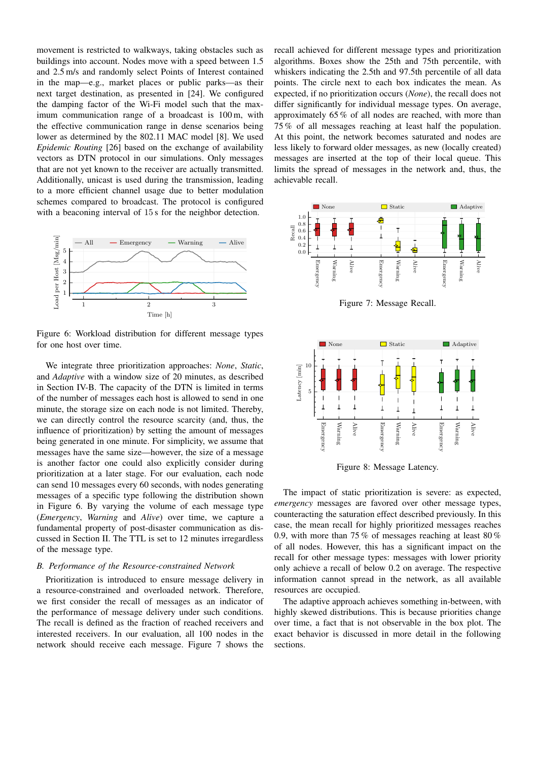movement is restricted to walkways, taking obstacles such as buildings into account. Nodes move with a speed between 1.5 and 2.5 m/s and randomly select Points of Interest contained in the map—e.g., market places or public parks—as their next target destination, as presented in [24]. We configured the damping factor of the Wi-Fi model such that the maximum communication range of a broadcast is 100 m, with the effective communication range in dense scenarios being lower as determined by the 802.11 MAC model [8]. We used *Epidemic Routing* [26] based on the exchange of availability vectors as DTN protocol in our simulations. Only messages that are not yet known to the receiver are actually transmitted. Additionally, unicast is used during the transmission, leading to a more efficient channel usage due to better modulation schemes compared to broadcast. The protocol is configured with a beaconing interval of 15 s for the neighbor detection.

Figure 6: Workload distribution for different message types for one host over time.

We integrate three prioritization approaches: *None*, *Static*, and *Adaptive* with a window size of 20 minutes, as described in Section IV-B. The capacity of the DTN is limited in terms of the number of messages each host is allowed to send in one minute, the storage size on each node is not limited. Thereby, we can directly control the resource scarcity (and, thus, the influence of prioritization) by setting the amount of messages being generated in one minute. For simplicity, we assume that messages have the same size—however, the size of a message is another factor one could also explicitly consider during prioritization at a later stage. For our evaluation, each node can send 10 messages every 60 seconds, with nodes generating messages of a specific type following the distribution shown in Figure 6. By varying the volume of each message type (*Emergency*, *Warning* and *Alive*) over time, we capture a fundamental property of post-disaster communication as discussed in Section II. The TTL is set to 12 minutes irregardless of the message type.

### B. Performance of the Resource-constrained Network

Prioritization is introduced to ensure message delivery in a resource-constrained and overloaded network. Therefore, we first consider the recall of messages as an indicator of the performance of message delivery under such conditions. The recall is defined as the fraction of reached receivers and interested receivers. In our evaluation, all 100 nodes in the network should receive each message. Figure 7 shows the recall achieved for different message types and prioritization algorithms. Boxes show the 25th and 75th percentile, with whiskers indicating the 2.5th and 97.5th percentile of all data points. The circle next to each box indicates the mean. As expected, if no prioritization occurs (*None*), the recall does not differ significantly for individual message types. On average, approximately 65 % of all nodes are reached, with more than 75 % of all messages reaching at least half the population. At this point, the network becomes saturated and nodes are less likely to forward older messages, as new (locally created) messages are inserted at the top of their local queue. This limits the spread of messages in the network and, thus, the achievable recall.

Figure 7: Message Recall.

Figure 8: Message Latency.

The impact of static prioritization is severe: as expected, *emergency* messages are favored over other message types, counteracting the saturation effect described previously. In this case, the mean recall for highly prioritized messages reaches 0.9, with more than 75 % of messages reaching at least 80 % of all nodes. However, this has a significant impact on the recall for other message types: messages with lower priority only achieve a recall of below 0.2 on average. The respective information cannot spread in the network, as all available resources are occupied.

The adaptive approach achieves something in-between, with highly skewed distributions. This is because priorities change over time, a fact that is not observable in the box plot. The exact behavior is discussed in more detail in the following sections.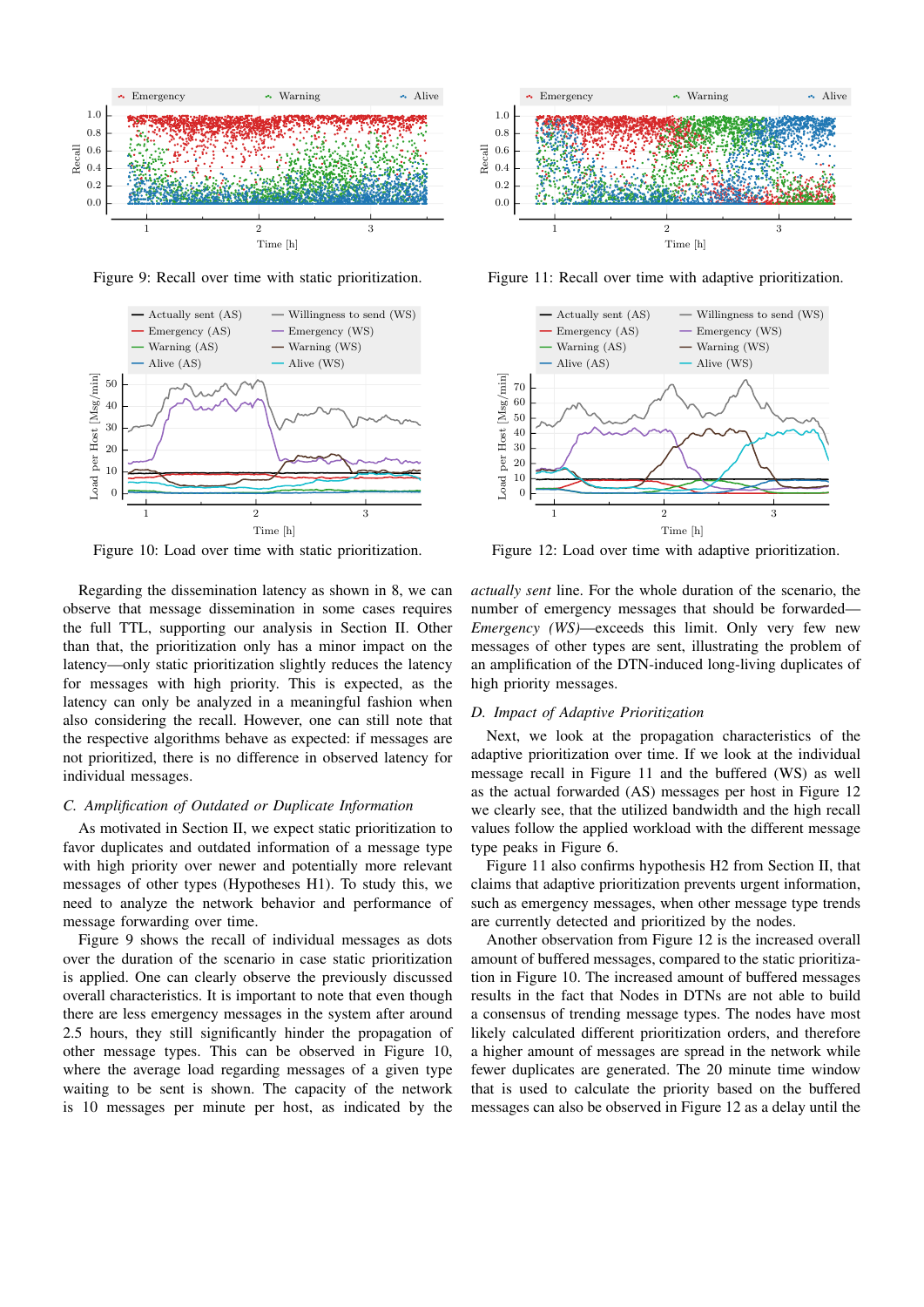Figure 9: Recall over time with static prioritization.

Figure 11: Recall over time with adaptive prioritization.

Figure 10: Load over time with static prioritization.

Figure 12: Load over time with adaptive prioritization.

Regarding the dissemination latency as shown in 8, we can observe that message dissemination in some cases requires the full TTL, supporting our analysis in Section II. Other than that, the prioritization only has a minor impact on the latency—only static prioritization slightly reduces the latency for messages with high priority. This is expected, as the latency can only be analyzed in a meaningful fashion when also considering the recall. However, one can still note that the respective algorithms behave as expected: if messages are not prioritized, there is no difference in observed latency for individual messages.

### C. Amplification of Outdated or Duplicate Information

As motivated in Section II, we expect static prioritization to favor duplicates and outdated information of a message type with high priority over newer and potentially more relevant messages of other types (Hypotheses H1). To study this, we need to analyze the network behavior and performance of message forwarding over time.

Figure 9 shows the recall of individual messages as dots over the duration of the scenario in case static prioritization is applied. One can clearly observe the previously discussed overall characteristics. It is important to note that even though there are less emergency messages in the system after around 2.5 hours, they still significantly hinder the propagation of other message types. This can be observed in Figure 10, where the average load regarding messages of a given type waiting to be sent is shown. The capacity of the network is 10 messages per minute per host, as indicated by the *actually sent* line. For the whole duration of the scenario, the number of emergency messages that should be forwarded—*Emergency (WS)*—exceeds this limit. Only very few new messages of other types are sent, illustrating the problem of an amplification of the DTN-induced long-living duplicates of high priority messages.

### D. Impact of Adaptive Prioritization

Next, we look at the propagation characteristics of the adaptive prioritization over time. If we look at the individual message recall in Figure 11 and the buffered (WS) as well as the actual forwarded (AS) messages per host in Figure 12 we clearly see, that the utilized bandwidth and the high recall values follow the applied workload with the different message type peaks in Figure 6.

Figure 11 also confirms hypothesis H2 from Section II, that claims that adaptive prioritization prevents urgent information, such as emergency messages, when other message type trends are currently detected and prioritized by the nodes.

Another observation from Figure 12 is the increased overall amount of buffered messages, compared to the static prioritization in Figure 10. The increased amount of buffered messages results in the fact that Nodes in DTNs are not able to build a consensus of trending message types. The nodes have most likely calculated different prioritization orders, and therefore a higher amount of messages are spread in the network while fewer duplicates are generated. The 20 minute time window that is used to calculate the priority based on the buffered messages can also be observed in Figure 12 as a delay until the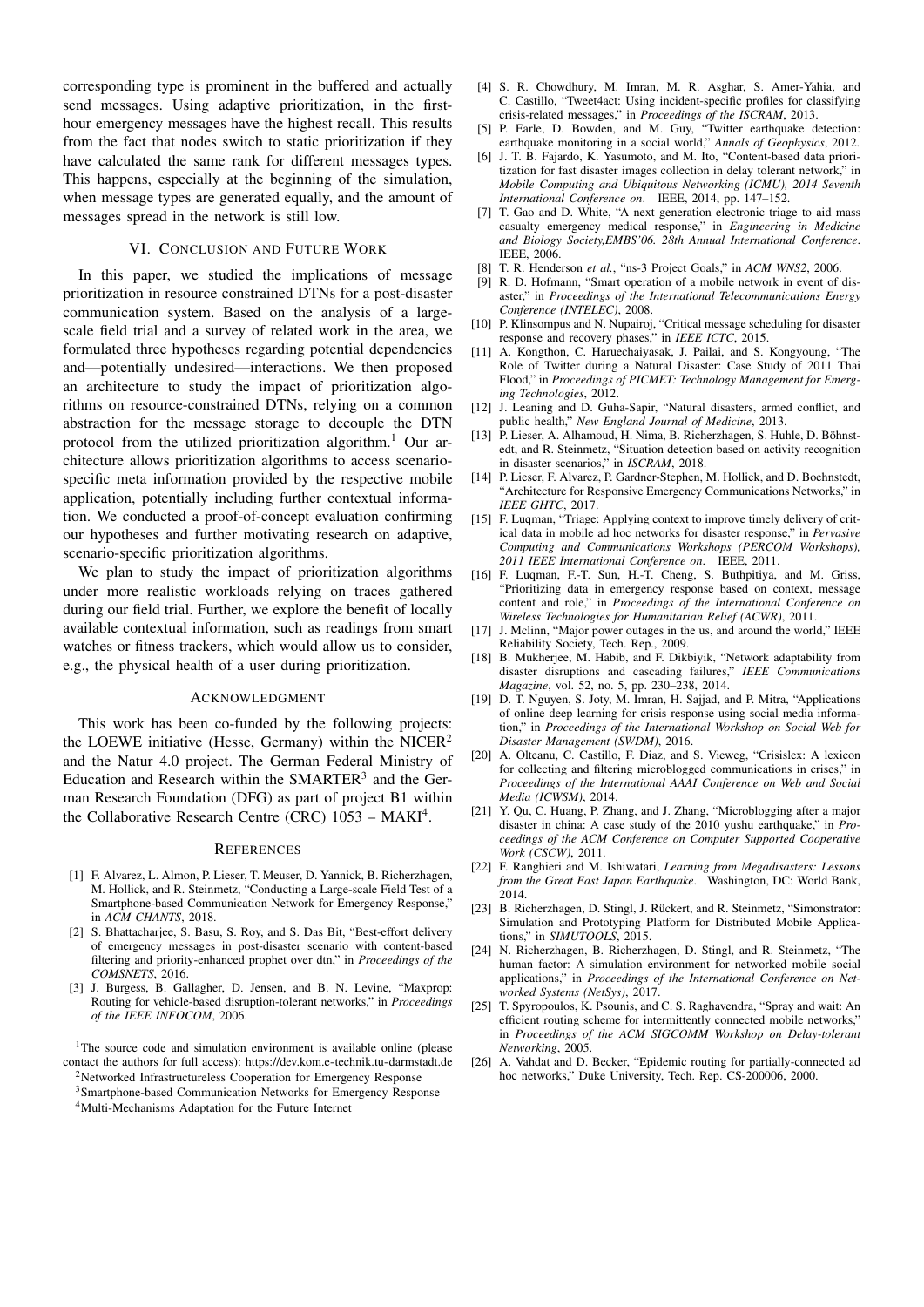corresponding type is prominent in the buffered and actually send messages. Using adaptive prioritization, in the first-hour emergency messages have the highest recall. This results from the fact that nodes switch to static prioritization if they have calculated the same rank for different messages types. This happens, especially at the beginning of the simulation, when message types are generated equally, and the amount of messages spread in the network is still low.

## VI. Conclusion and Future Work

In this paper, we studied the implications of message prioritization in resource constrained DTNs for a post-disaster communication system. Based on the analysis of a large-scale field trial and a survey of related work in the area, we formulated three hypotheses regarding potential dependencies and—potentially undesired—interactions. We then proposed an architecture to study the impact of prioritization algorithms on resource-constrained DTNs, relying on a common abstraction for the message storage to decouple the DTN protocol from the utilized prioritization algorithm.[1] Our architecture allows prioritization algorithms to access scenario-specific meta information provided by the respective mobile application, potentially including further contextual information. We conducted a proof-of-concept evaluation confirming our hypotheses and further motivating research on adaptive, scenario-specific prioritization algorithms.

We plan to study the impact of prioritization algorithms under more realistic workloads relying on traces gathered during our field trial. Further, we explore the benefit of locally available contextual information, such as readings from smart watches or fitness trackers, which would allow us to consider, e.g., the physical health of a user during prioritization.

## Acknowledgment

This work has been co-funded by the following projects: the LOEWE initiative (Hesse, Germany) within the NICER[2] and the Natur 4.0 project. The German Federal Ministry of Education and Research within the SMARTER[3] and the German Research Foundation (DFG) as part of project B1 within the Collaborative Research Centre (CRC) 1053 – MAKI[4].

## References

[1] F. Alvarez, L. Almon, P. Lieser, T. Meuser, D. Yannick, B. Richerzhagen, M. Hollick, and R. Steinmetz, "Conducting a Large-scale Field Test of a Smartphone-based Communication Network for Emergency Response," in *ACM CHANTS*, 2018.

[2] S. Bhattacharjee, S. Basu, S. Roy, and S. Das Bit, "Best-effort delivery of emergency messages in post-disaster scenario with content-based filtering and priority-enhanced prophet over dtn," in *Proceedings of the COMSNETS*, 2016.

[3] J. Burgess, B. Gallagher, D. Jensen, and B. N. Levine, "Maxprop: Routing for vehicle-based disruption-tolerant networks," in *Proceedings of the IEEE INFOCOM*, 2006.

[4] S. R. Chowdhury, M. Imran, M. R. Asghar, S. Amer-Yahia, and C. Castillo, "Tweet4act: Using incident-specific profiles for classifying crisis-related messages," in *Proceedings of the ISCRAM*, 2013.

[5] P. Earle, D. Bowden, and M. Guy, "Twitter earthquake detection: earthquake monitoring in a social world," *Annals of Geophysics*, 2012.

[6] J. T. B. Fajardo, K. Yasumoto, and M. Ito, "Content-based data prioritization for fast disaster images collection in delay tolerant network," in *Mobile Computing and Ubiquitous Networking (ICMU), 2014 Seventh International Conference on*. IEEE, 2014, pp. 147–152.

[7] T. Gao and D. White, "A next generation electronic triage to aid mass casualty emergency medical response," in *Engineering in Medicine and Biology Society,EMBS'06. 28th Annual International Conference*. IEEE, 2006.

[8] T. R. Henderson *et al.*, "ns-3 Project Goals," in *ACM WNS2*, 2006.

[9] R. D. Hofmann, "Smart operation of a mobile network in event of disaster," in *Proceedings of the International Telecommunications Energy Conference (INTELEC)*, 2008.

[10] P. Klinsompus and N. Nupairoj, "Critical message scheduling for disaster response and recovery phases," in *IEEE ICTC*, 2015.

[11] A. Kongthon, C. Haruechaiyasak, J. Pailai, and S. Kongyoung, "The Role of Twitter during a Natural Disaster: Case Study of 2011 Thai Flood," in *Proceedings of PICMET: Technology Management for Emerging Technologies*, 2012.

[12] J. Leaning and D. Guha-Sapir, "Natural disasters, armed conflict, and public health," *New England Journal of Medicine*, 2013.

[13] P. Lieser, A. Alhamoud, H. Nima, B. Richerzhagen, S. Huhle, D. Böhnstedt, and R. Steinmetz, "Situation detection based on activity recognition in disaster scenarios," in *ISCRAM*, 2018.

[14] P. Lieser, F. Alvarez, P. Gardner-Stephen, M. Hollick, and D. Boehnstedt, "Architecture for Responsive Emergency Communications Networks," in *IEEE GHTC*, 2017.

[15] F. Luqman, "Triage: Applying context to improve timely delivery of critical data in mobile ad hoc networks for disaster response," in *Pervasive Computing and Communications Workshops (PERCOM Workshops), 2011 IEEE International Conference on*. IEEE, 2011.

[16] F. Luqman, F.-T. Sun, H.-T. Cheng, S. Buthpitiya, and M. Griss, "Prioritizing data in emergency response based on context, message content and role," in *Proceedings of the International Conference on Wireless Technologies for Humanitarian Relief (ACWR)*, 2011.

[17] J. Mclinn, "Major power outages in the us, and around the world," IEEE Reliability Society, Tech. Rep., 2009.

[18] B. Mukherjee, M. Habib, and F. Dikbiyik, "Network adaptability from disaster disruptions and cascading failures," *IEEE Communications Magazine*, vol. 52, no. 5, pp. 230–238, 2014.

[19] D. T. Nguyen, S. Joty, M. Imran, H. Sajjad, and P. Mitra, "Applications of online deep learning for crisis response using social media information," in *Proceedings of the International Workshop on Social Web for Disaster Management (SWDM)*, 2016.

[20] A. Olteanu, C. Castillo, F. Diaz, and S. Vieweg, "Crisislex: A lexicon for collecting and filtering microblogged communications in crises," in *Proceedings of the International AAAI Conference on Web and Social Media (ICWSM)*, 2014.

[21] Y. Qu, C. Huang, P. Zhang, and J. Zhang, "Microblogging after a major disaster in china: A case study of the 2010 yushu earthquake," in *Proceedings of the ACM Conference on Computer Supported Cooperative Work (CSCW)*, 2011.

[22] F. Ranghieri and M. Ishiwatari, *Learning from Megadisasters: Lessons from the Great East Japan Earthquake*. Washington, DC: World Bank, 2014.

[23] B. Richerzhagen, D. Stingl, J. Rückert, and R. Steinmetz, "Simonstrator: Simulation and Prototyping Platform for Distributed Mobile Applications," in *SIMUTOOLS*, 2015.

[24] N. Richerzhagen, B. Richerzhagen, D. Stingl, and R. Steinmetz, "The human factor: A simulation environment for networked mobile social applications," in *Proceedings of the International Conference on Networked Systems (NetSys)*, 2017.

[25] T. Spyropoulos, K. Psounis, and C. S. Raghavendra, "Spray and wait: An efficient routing scheme for intermittently connected mobile networks," in *Proceedings of the ACM SIGCOMM Workshop on Delay-tolerant Networking*, 2005.

[26] A. Vahdat and D. Becker, "Epidemic routing for partially-connected ad hoc networks," Duke University, Tech. Rep. CS-200006, 2000.

[1] The source code and simulation environment is available online (please contact the authors for full access): https://dev.kom.e-technik.tu-darmstadt.de

[2] Networked Infrastructureless Cooperation for Emergency Response

[3] Smartphone-based Communication Networks for Emergency Response

[4] Multi-Mechanisms Adaptation for the Future Internet